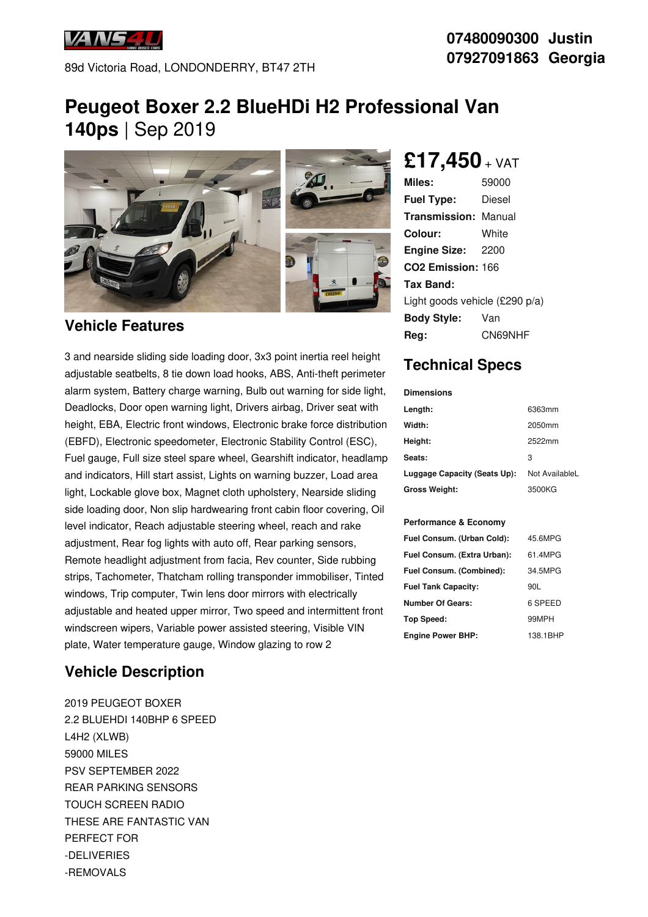VANS4U

89d Victoria Road, LONDONDERRY, BT47 2TH

**07480090300 Justin**
**07927091863 Georgia**

# Peugeot Boxer 2.2 BlueHDi H2 Professional Van 140ps | Sep 2019

## £17,450 + VAT

| | |
|---|---|
| **Miles:** | 59000 |
| **Fuel Type:** | Diesel |
| **Transmission:** | Manual |
| **Colour:** | White |
| **Engine Size:** | 2200 |
| **CO2 Emission:** | 166 |
| **Tax Band:** | Light goods vehicle (£290 p/a) |
| **Body Style:** | Van |
| **Reg:** | CN69NHF |

## Vehicle Features

3 and nearside sliding side loading door, 3x3 point inertia reel height adjustable seatbelts, 8 tie down load hooks, ABS, Anti-theft perimeter alarm system, Battery charge warning, Bulb out warning for side light, Deadlocks, Door open warning light, Drivers airbag, Driver seat with height, EBA, Electric front windows, Electronic brake force distribution (EBFD), Electronic speedometer, Electronic Stability Control (ESC), Fuel gauge, Full size steel spare wheel, Gearshift indicator, headlamp and indicators, Hill start assist, Lights on warning buzzer, Load area light, Lockable glove box, Magnet cloth upholstery, Nearside sliding side loading door, Non slip hardwearing front cabin floor covering, Oil level indicator, Reach adjustable steering wheel, reach and rake adjustment, Rear fog lights with auto off, Rear parking sensors, Remote headlight adjustment from facia, Rev counter, Side rubbing strips, Tachometer, Thatcham rolling transponder immobiliser, Tinted windows, Trip computer, Twin lens door mirrors with electrically adjustable and heated upper mirror, Two speed and intermittent front windscreen wipers, Variable power assisted steering, Visible VIN plate, Water temperature gauge, Window glazing to row 2

## Technical Specs

**Dimensions**

| | |
|---|---|
| **Length:** | 6363mm |
| **Width:** | 2050mm |
| **Height:** | 2522mm |
| **Seats:** | 3 |
| **Luggage Capacity (Seats Up):** | Not AvailableL |
| **Gross Weight:** | 3500KG |

**Performance & Economy**

| | |
|---|---|
| **Fuel Consum. (Urban Cold):** | 45.6MPG |
| **Fuel Consum. (Extra Urban):** | 61.4MPG |
| **Fuel Consum. (Combined):** | 34.5MPG |
| **Fuel Tank Capacity:** | 90L |
| **Number Of Gears:** | 6 SPEED |
| **Top Speed:** | 99MPH |
| **Engine Power BHP:** | 138.1BHP |

## Vehicle Description

2019 PEUGEOT BOXER
2.2 BLUEHDI 140BHP 6 SPEED
L4H2 (XLWB)
59000 MILES
PSV SEPTEMBER 2022
REAR PARKING SENSORS
TOUCH SCREEN RADIO
THESE ARE FANTASTIC VAN
PERFECT FOR
-DELIVERIES
-REMOVALS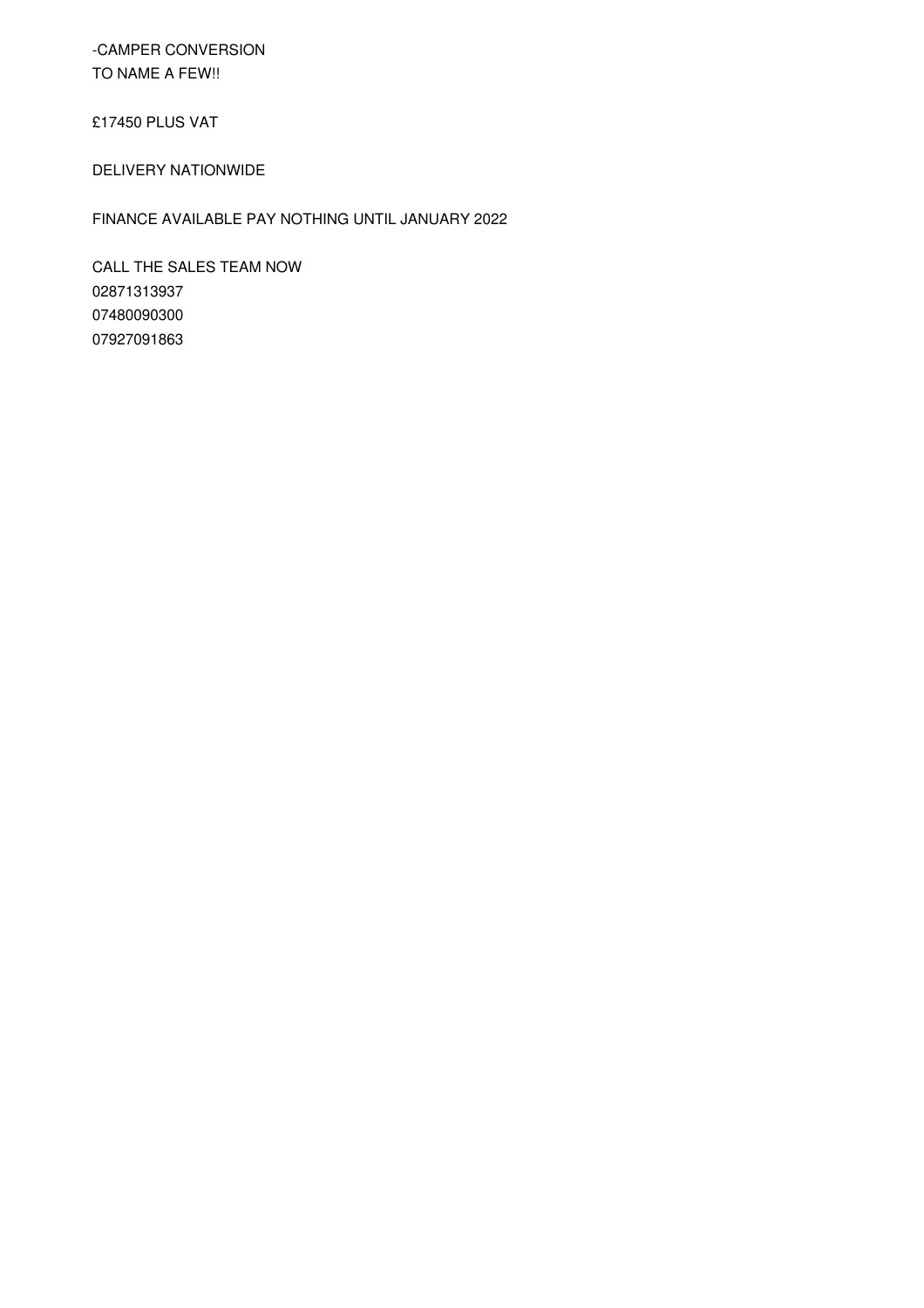-CAMPER CONVERSION
TO NAME A FEW!!

£17450 PLUS VAT

DELIVERY NATIONWIDE

FINANCE AVAILABLE PAY NOTHING UNTIL JANUARY 2022

CALL THE SALES TEAM NOW
02871313937
07480090300
07927091863